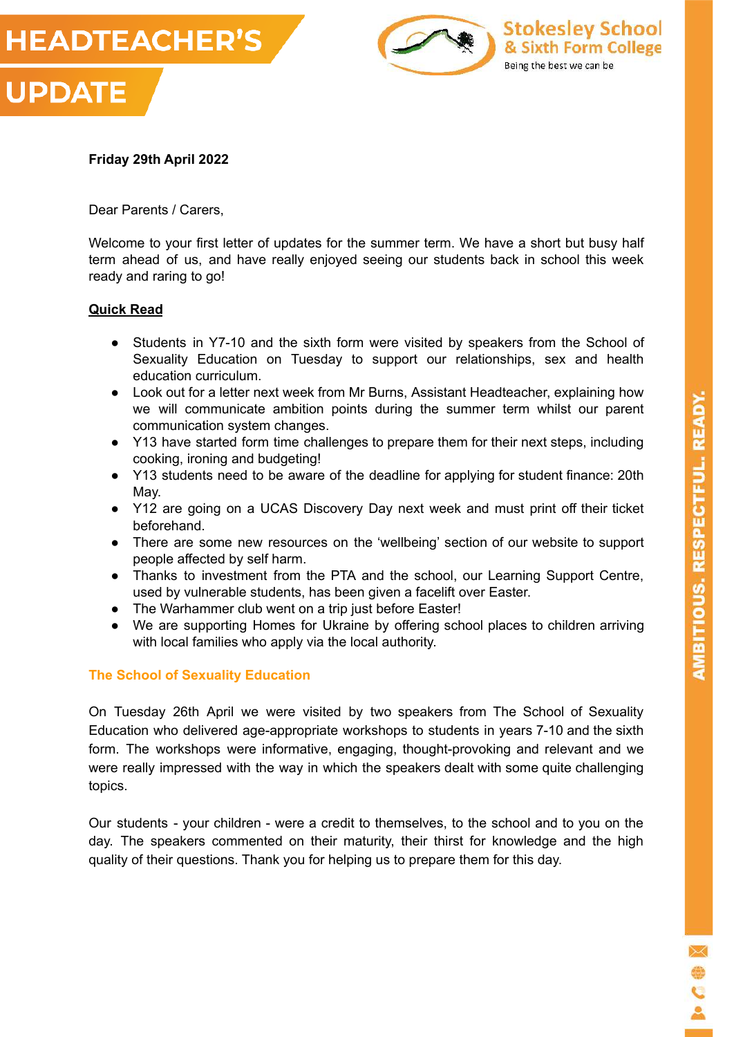# HEADTEACHER'S UPDATE

Stokesley School & Sixth Form College

Being the best we can be

**Friday 29th April 2022**

Dear Parents / Carers,

Welcome to your first letter of updates for the summer term. We have a short but busy half term ahead of us, and have really enjoyed seeing our students back in school this week ready and raring to go!

## Quick Read

- Students in Y7-10 and the sixth form were visited by speakers from the School of Sexuality Education on Tuesday to support our relationships, sex and health education curriculum.
- Look out for a letter next week from Mr Burns, Assistant Headteacher, explaining how we will communicate ambition points during the summer term whilst our parent communication system changes.
- Y13 have started form time challenges to prepare them for their next steps, including cooking, ironing and budgeting!
- Y13 students need to be aware of the deadline for applying for student finance: 20th May.
- Y12 are going on a UCAS Discovery Day next week and must print off their ticket beforehand.
- There are some new resources on the 'wellbeing' section of our website to support people affected by self harm.
- Thanks to investment from the PTA and the school, our Learning Support Centre, used by vulnerable students, has been given a facelift over Easter.
- The Warhammer club went on a trip just before Easter!
- We are supporting Homes for Ukraine by offering school places to children arriving with local families who apply via the local authority.

## The School of Sexuality Education

On Tuesday 26th April we were visited by two speakers from The School of Sexuality Education who delivered age-appropriate workshops to students in years 7-10 and the sixth form. The workshops were informative, engaging, thought-provoking and relevant and we were really impressed with the way in which the speakers dealt with some quite challenging topics.

Our students - your children - were a credit to themselves, to the school and to you on the day. The speakers commented on their maturity, their thirst for knowledge and the high quality of their questions. Thank you for helping us to prepare them for this day.

AMBITIOUS. RESPECTFUL. READY.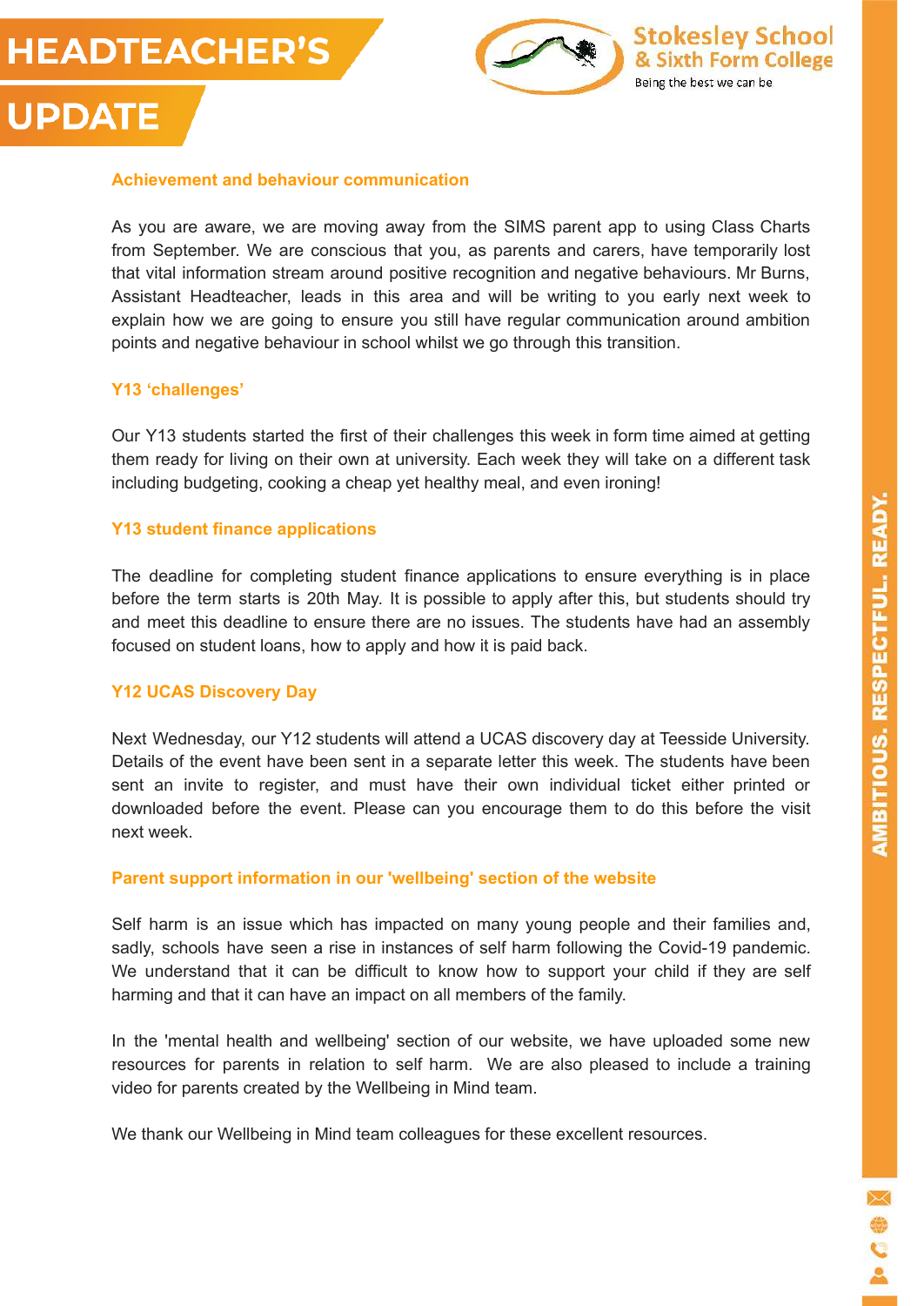## Achievement and behaviour communication

As you are aware, we are moving away from the SIMS parent app to using Class Charts from September. We are conscious that you, as parents and carers, have temporarily lost that vital information stream around positive recognition and negative behaviours. Mr Burns, Assistant Headteacher, leads in this area and will be writing to you early next week to explain how we are going to ensure you still have regular communication around ambition points and negative behaviour in school whilst we go through this transition.

## Y13 'challenges'

Our Y13 students started the first of their challenges this week in form time aimed at getting them ready for living on their own at university. Each week they will take on a different task including budgeting, cooking a cheap yet healthy meal, and even ironing!

## Y13 student finance applications

The deadline for completing student finance applications to ensure everything is in place before the term starts is 20th May. It is possible to apply after this, but students should try and meet this deadline to ensure there are no issues. The students have had an assembly focused on student loans, how to apply and how it is paid back.

## Y12 UCAS Discovery Day

Next Wednesday, our Y12 students will attend a UCAS discovery day at Teesside University. Details of the event have been sent in a separate letter this week. The students have been sent an invite to register, and must have their own individual ticket either printed or downloaded before the event. Please can you encourage them to do this before the visit next week.

## Parent support information in our 'wellbeing' section of the website

Self harm is an issue which has impacted on many young people and their families and, sadly, schools have seen a rise in instances of self harm following the Covid-19 pandemic. We understand that it can be difficult to know how to support your child if they are self harming and that it can have an impact on all members of the family.

In the 'mental health and wellbeing' section of our website, we have uploaded some new resources for parents in relation to self harm. We are also pleased to include a training video for parents created by the Wellbeing in Mind team.

We thank our Wellbeing in Mind team colleagues for these excellent resources.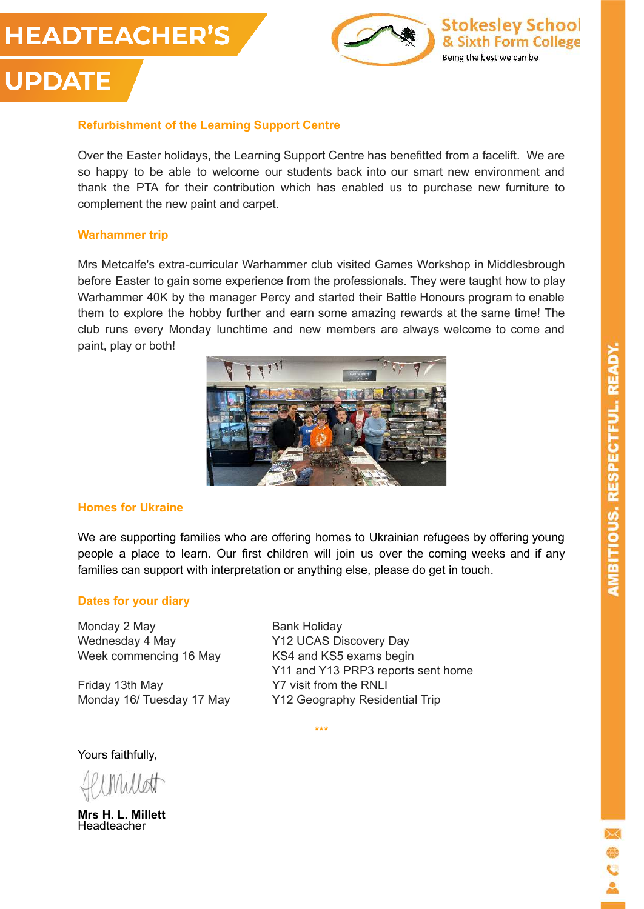# HEADTEACHER'S UPDATE

Stokesley School & Sixth Form College
Being the best we can be

### Refurbishment of the Learning Support Centre

Over the Easter holidays, the Learning Support Centre has benefitted from a facelift. We are so happy to be able to welcome our students back into our smart new environment and thank the PTA for their contribution which has enabled us to purchase new furniture to complement the new paint and carpet.

### Warhammer trip

Mrs Metcalfe's extra-curricular Warhammer club visited Games Workshop in Middlesbrough before Easter to gain some experience from the professionals. They were taught how to play Warhammer 40K by the manager Percy and started their Battle Honours program to enable them to explore the hobby further and earn some amazing rewards at the same time! The club runs every Monday lunchtime and new members are always welcome to come and paint, play or both!

### Homes for Ukraine

We are supporting families who are offering homes to Ukrainian refugees by offering young people a place to learn. Our first children will join us over the coming weeks and if any families can support with interpretation or anything else, please do get in touch.

### Dates for your diary

| | |
|---|---|
| Monday 2 May | Bank Holiday |
| Wednesday 4 May | Y12 UCAS Discovery Day |
| Week commencing 16 May | KS4 and KS5 exams begin |
| | Y11 and Y13 PRP3 reports sent home |
| Friday 13th May | Y7 visit from the RNLI |
| Monday 16/ Tuesday 17 May | Y12 Geography Residential Trip |

***

Yours faithfully,

**Mrs H. L. Millett**
Headteacher

AMBITIOUS. RESPECTFUL. READY.